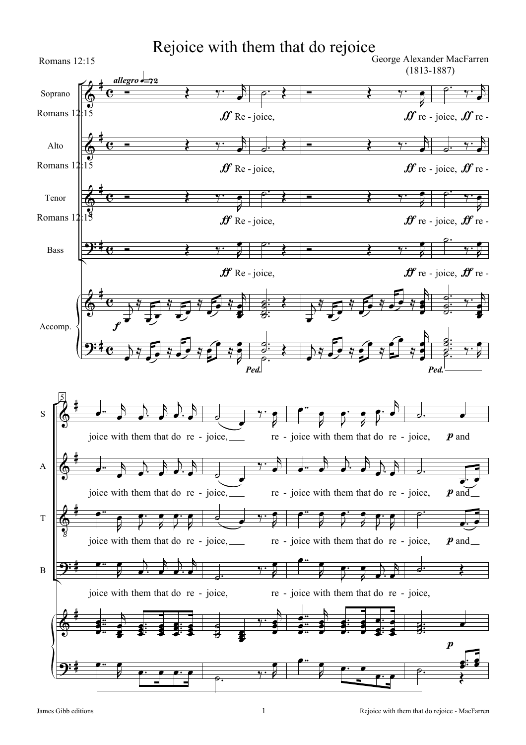# Rejoice with them that do rejoice

Romans 12:15

George Alexander MacFarren (1813-1887)

*allegro* ♩=72

Soprano, Alto, Tenor, Bass, Accomp.

*ff* Re - joice, *ff* re - joice, *ff* re - joice with them that do re - joice, re - joice with them that do re - joice, *p* and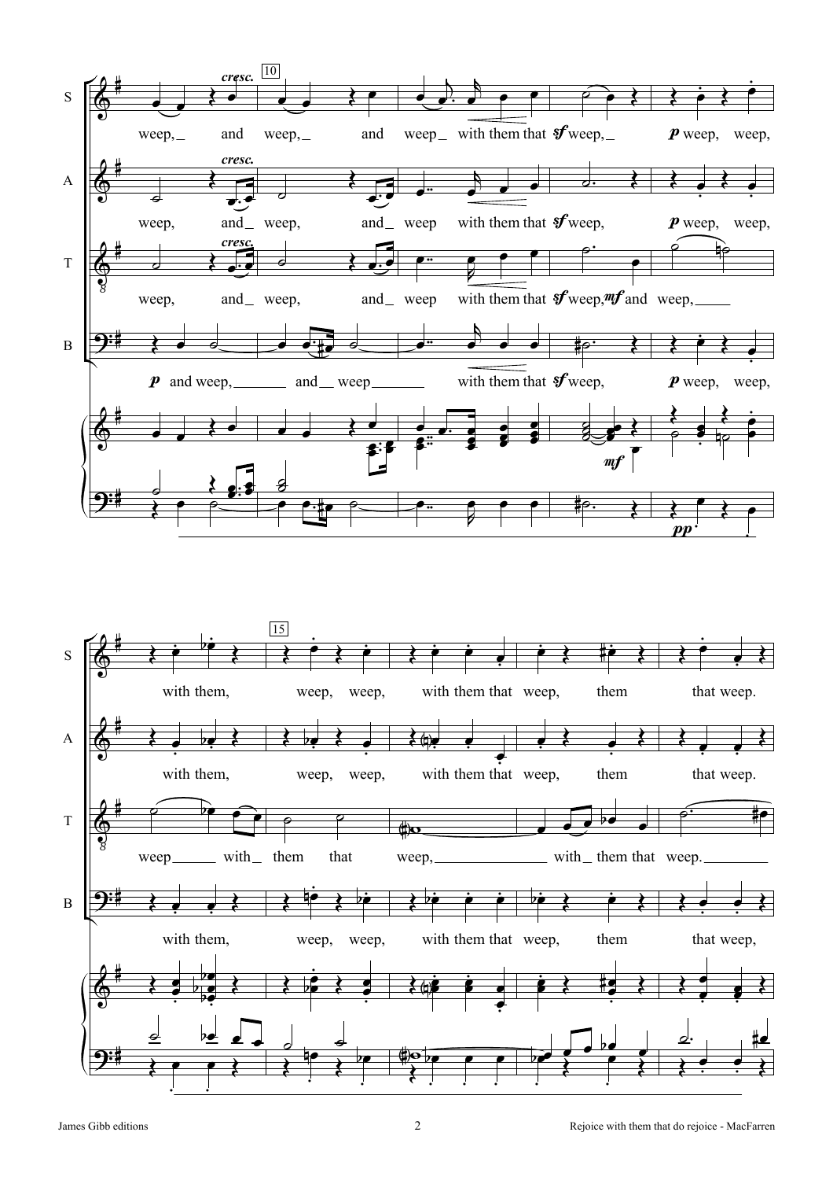S: weep, and weep, and weep with them that *sf* weep, *p* weep, weep,

A: weep, and weep, and weep with them that *sf* weep, *p* weep, weep,

T: weep, and weep, and weep with them that *sf* weep, *mf* and weep,

B: *p* and weep, and weep with them that *sf* weep, *p* weep, weep,

S: with them, weep, weep, with them that weep, them that weep.

A: with them, weep, weep, with them that weep, them that weep.

T: weep with them that weep, with them that weep.

B: with them, weep, weep, with them that weep, them that weep,